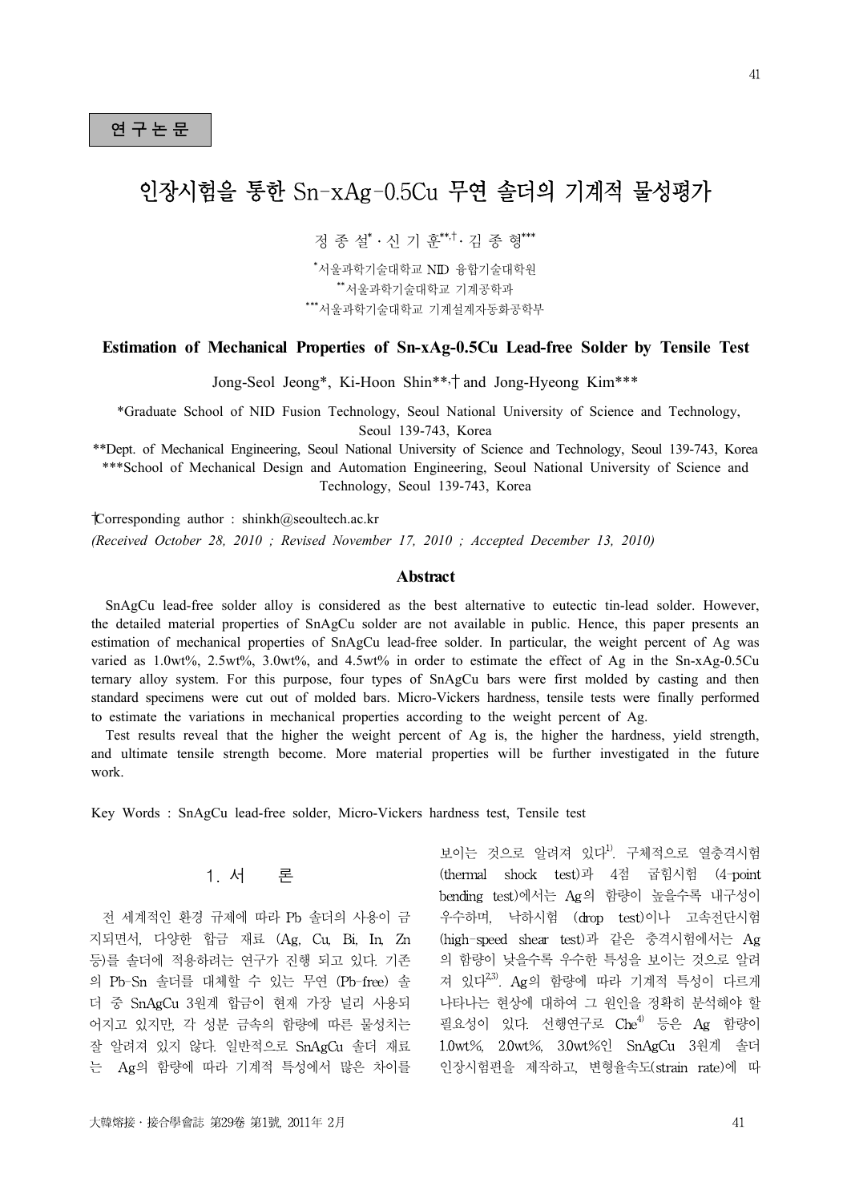연구논문

# 인장시험을 통한 Sn-xAg-0.5Cu 무연 솔더의 기계적 물성평가

정 종 설[*] · 신 기 훈[**,†] · 김 종 형[***]

[*]서울과학기술대학교 NID 융합기술대학원
[**]서울과학기술대학교 기계공학과
[***]서울과학기술대학교 기계설계자동화공학부

## Estimation of Mechanical Properties of Sn-xAg-0.5Cu Lead-free Solder by Tensile Test

Jong-Seol Jeong*, Ki-Hoon Shin**,† and Jong-Hyeong Kim***

*Graduate School of NID Fusion Technology, Seoul National University of Science and Technology, Seoul 139-743, Korea
**Dept. of Mechanical Engineering, Seoul National University of Science and Technology, Seoul 139-743, Korea
***School of Mechanical Design and Automation Engineering, Seoul National University of Science and Technology, Seoul 139-743, Korea

†Corresponding author : shinkh@seoultech.ac.kr

*(Received October 28, 2010 ; Revised November 17, 2010 ; Accepted December 13, 2010)*

### Abstract

SnAgCu lead-free solder alloy is considered as the best alternative to eutectic tin-lead solder. However, the detailed material properties of SnAgCu solder are not available in public. Hence, this paper presents an estimation of mechanical properties of SnAgCu lead-free solder. In particular, the weight percent of Ag was varied as 1.0wt%, 2.5wt%, 3.0wt%, and 4.5wt% in order to estimate the effect of Ag in the Sn-xAg-0.5Cu ternary alloy system. For this purpose, four types of SnAgCu bars were first molded by casting and then standard specimens were cut out of molded bars. Micro-Vickers hardness, tensile tests were finally performed to estimate the variations in mechanical properties according to the weight percent of Ag.

Test results reveal that the higher the weight percent of Ag is, the higher the hardness, yield strength, and ultimate tensile strength become. More material properties will be further investigated in the future work.

Key Words : SnAgCu lead-free solder, Micro-Vickers hardness test, Tensile test

## 1. 서 론

전 세계적인 환경 규제에 따라 Pb 솔더의 사용이 금지되면서, 다양한 합금 재료 (Ag, Cu, Bi, In, Zn 등)를 솔더에 적용하려는 연구가 진행 되고 있다. 기존의 Pb-Sn 솔더를 대체할 수 있는 무연 (Pb-free) 솔더 중 SnAgCu 3원계 합금이 현재 가장 널리 사용되어지고 있지만, 각 성분 금속의 함량에 따른 물성치는 잘 알려져 있지 않다. 일반적으로 SnAgCu 솔더 재료는 Ag의 함량에 따라 기계적 특성에서 많은 차이를 보이는 것으로 알려져 있다[1]. 구체적으로 열충격시험 (thermal shock test)과 4점 굽힘시험 (4-point bending test)에서는 Ag의 함량이 높을수록 내구성이 우수하며, 낙하시험 (drop test)이나 고속전단시험 (high-speed shear test)과 같은 충격시험에서는 Ag의 함량이 낮을수록 우수한 특성을 보이는 것으로 알려져 있다[2,3]. Ag의 함량에 따라 기계적 특성이 다르게 나타나는 현상에 대하여 그 원인을 정확히 분석해야 할 필요성이 있다. 선행연구로 Che[4] 등은 Ag 함량이 1.0wt%, 2.0wt%, 3.0wt%인 SnAgCu 3원계 솔더 인장시험편을 제작하고, 변형율속도(strain rate)에 따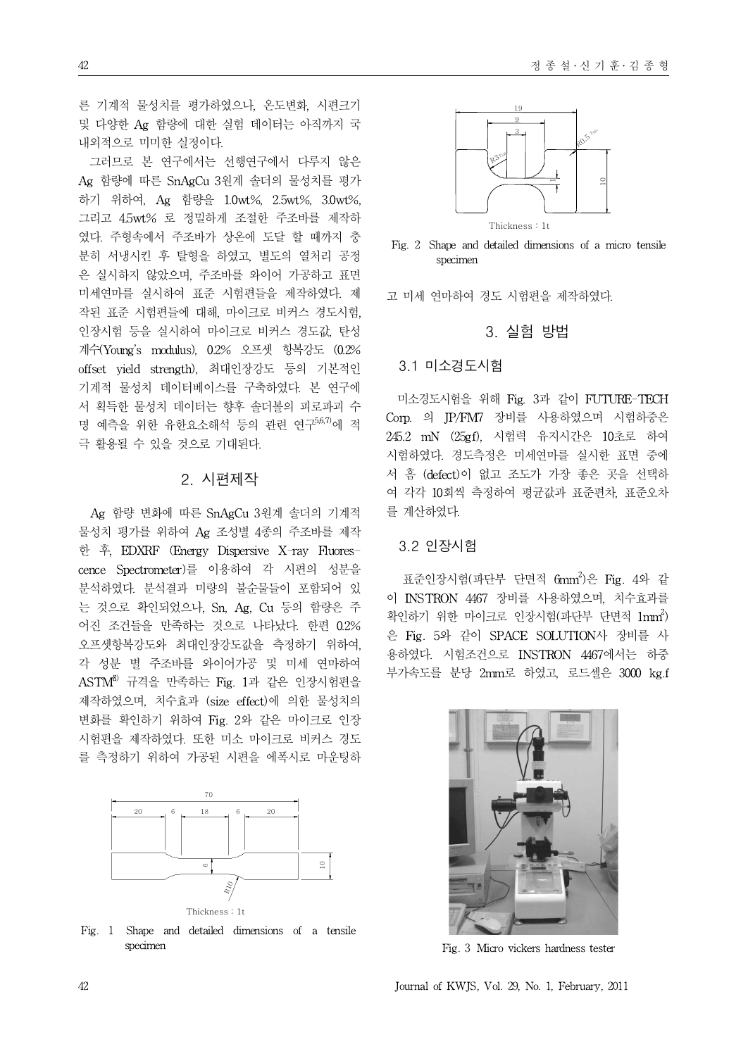른 기계적 물성치를 평가하였으나, 온도변화, 시편크기 및 다양한 Ag 함량에 대한 실험 데이터는 아직까지 국내외적으로 미미한 실정이다.

그러므로 본 연구에서는 선행연구에서 다루지 않은 Ag 함량에 따른 SnAgCu 3원계 솔더의 물성치를 평가하기 위하여, Ag 함량을 1.0wt%, 2.5wt%, 3.0wt%, 그리고 4.5wt% 로 정밀하게 조절한 주조바를 제작하였다. 주형속에서 주조바가 상온에 도달 할 때까지 충분히 서냉시킨 후 탈형을 하였고, 별도의 열처리 공정은 실시하지 않았으며, 주조바를 와이어 가공하고 표면 미세연마를 실시하여 표준 시험편들을 제작하였다. 제작된 표준 시험편들에 대해, 마이크로 비커스 경도시험, 인장시험 등을 실시하여 마이크로 비커스 경도값, 탄성계수(Young's modulus), 0.2% 오프셋 항복강도 (0.2% offset yield strength), 최대인장강도 등의 기본적인 기계적 물성치 데이터베이스를 구축하였다. 본 연구에서 획득한 물성치 데이터는 향후 솔더볼의 피로파괴 수명 예측을 위한 유한요소해석 등의 관련 연구[5,6,7]에 적극 활용될 수 있을 것으로 기대된다.

## 2. 시편제작

Ag 함량 변화에 따른 SnAgCu 3원계 솔더의 기계적 물성치 평가를 위하여 Ag 조성별 4종의 주조바를 제작한 후, EDXRF (Energy Dispersive X-ray Fluorescence Spectrometer)를 이용하여 각 시편의 성분을 분석하였다. 분석결과 미량의 불순물들이 포함되어 있는 것으로 확인되었으나, Sn, Ag, Cu 등의 함량은 주어진 조건들을 만족하는 것으로 나타났다. 한편 0.2% 오프셋항복강도와 최대인장강도값을 측정하기 위하여, 각 성분 별 주조바를 와이어가공 및 미세 연마하여 ASTM[8] 규격을 만족하는 Fig. 1과 같은 인장시험편을 제작하였으며, 치수효과 (size effect)에 의한 물성치의 변화를 확인하기 위하여 Fig. 2와 같은 마이크로 인장시험편을 제작하였다. 또한 미소 마이크로 비커스 경도를 측정하기 위하여 가공된 시편을 에폭시로 마운팅하고 미세 연마하여 경도 시험편을 제작하였다.

Fig. 1 Shape and detailed dimensions of a tensile specimen

Fig. 2 Shape and detailed dimensions of a micro tensile specimen

## 3. 실험 방법

### 3.1 미소경도시험

미소경도시험을 위해 Fig. 3과 같이 FUTURE-TECH Corp. 의 JP/FM7 장비를 사용하였으며 시험하중은 245.2 mN (25gf), 시험력 유지시간은 10초로 하여 시험하였다. 경도측정은 미세연마를 실시한 표면 중에서 흠 (defect)이 없고 조도가 가장 좋은 곳을 선택하여 각각 10회씩 측정하여 평균값과 표준편차, 표준오차를 계산하였다.

### 3.2 인장시험

표준인장시험(파단부 단면적 $6mm^2$)은 Fig. 4와 같이 INSTRON 4467 장비를 사용하였으며, 치수효과를 확인하기 위한 마이크로 인장시험(파단부 단면적 $1mm^2$)은 Fig. 5와 같이 SPACE SOLUTION사 장비를 사용하였다. 시험조건으로 INSTRON 4467에서는 하중부가속도를 분당 2mm로 하였고, 로드셀은 3000 kg.f

Fig. 3 Micro vickers hardness tester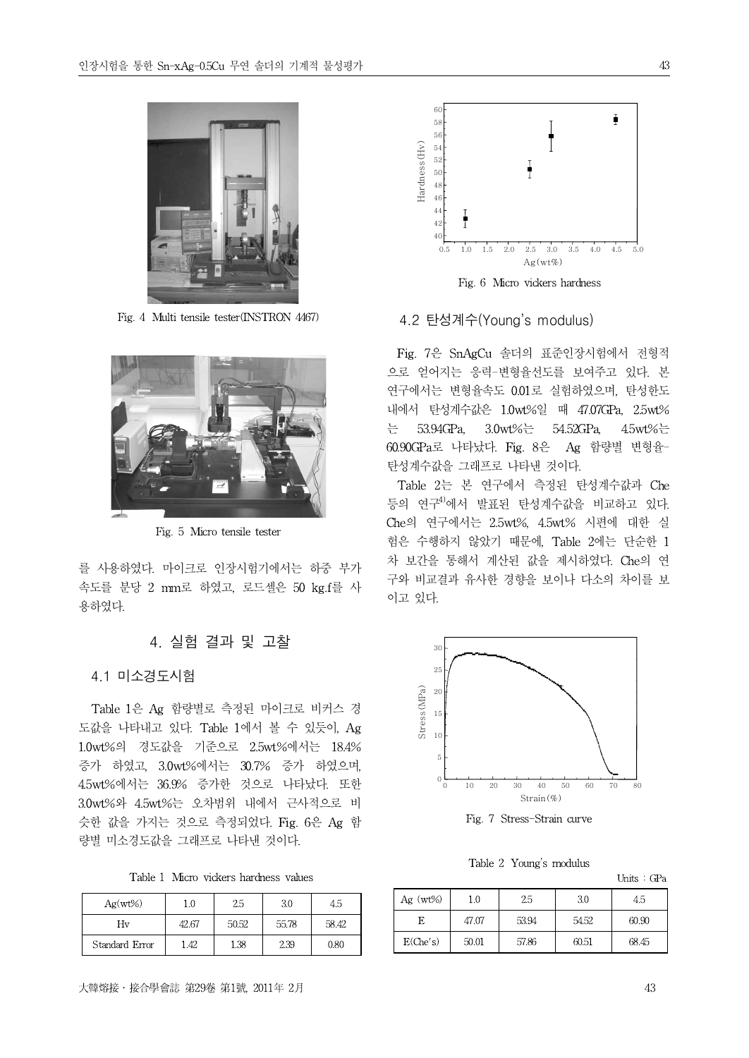Fig. 4 Multi tensile tester(INSTRON 4467)

Fig. 5 Micro tensile tester

를 사용하였다. 마이크로 인장시험기에서는 하중 부가 속도를 분당 2 mm로 하였고, 로드셀은 50 kg.f를 사용하였다.

## 4. 실험 결과 및 고찰

### 4.1 미소경도시험

Table 1은 Ag 함량별로 측정된 마이크로 비커스 경도값을 나타내고 있다. Table 1에서 볼 수 있듯이, Ag 1.0wt%의 경도값을 기준으로 2.5wt%에서는 18.4% 증가 하였고, 3.0wt%에서는 30.7% 증가 하였으며, 4.5wt%에서는 36.9% 증가한 것으로 나타났다. 또한 3.0wt%와 4.5wt%는 오차범위 내에서 근사적으로 비슷한 값을 가지는 것으로 측정되었다. Fig. 6은 Ag 함량별 미소경도값을 그래프로 나타낸 것이다.

Table 1 Micro vickers hardness values

| Ag(wt%) | 1.0 | 2.5 | 3.0 | 4.5 |
|---|---|---|---|---|
| Hv | 42.67 | 50.52 | 55.78 | 58.42 |
| Standard Error | 1.42 | 1.38 | 2.39 | 0.80 |

Fig. 6 Micro vickers hardness

### 4.2 탄성계수(Young's modulus)

Fig. 7은 SnAgCu 솔더의 표준인장시험에서 전형적으로 얻어지는 응력-변형율선도를 보여주고 있다. 본 연구에서는 변형율속도 0.01로 실험하였으며, 탄성한도 내에서 탄성계수값은 1.0wt%일 때 47.07GPa, 2.5wt%는 53.94GPa, 3.0wt%는 54.52GPa, 4.5wt%는 60.90GPa로 나타났다. Fig. 8은 Ag 함량별 변형율-탄성계수값을 그래프로 나타낸 것이다.

Table 2는 본 연구에서 측정된 탄성계수값과 Che 등의 연구[4]에서 발표된 탄성계수값을 비교하고 있다. Che의 연구에서는 2.5wt%, 4.5wt% 시편에 대한 실험은 수행하지 않았기 때문에, Table 2에는 단순한 1차 보간을 통해서 계산된 값을 제시하였다. Che의 연구와 비교결과 유사한 경향을 보이나 다소의 차이를 보이고 있다.

Fig. 7 Stress-Strain curve

Table 2 Young's modulus

Units : GPa

| Ag (wt%) | 1.0 | 2.5 | 3.0 | 4.5 |
|---|---|---|---|---|
| E | 47.07 | 53.94 | 54.52 | 60.90 |
| E(Che's) | 50.01 | 57.86 | 60.51 | 68.45 |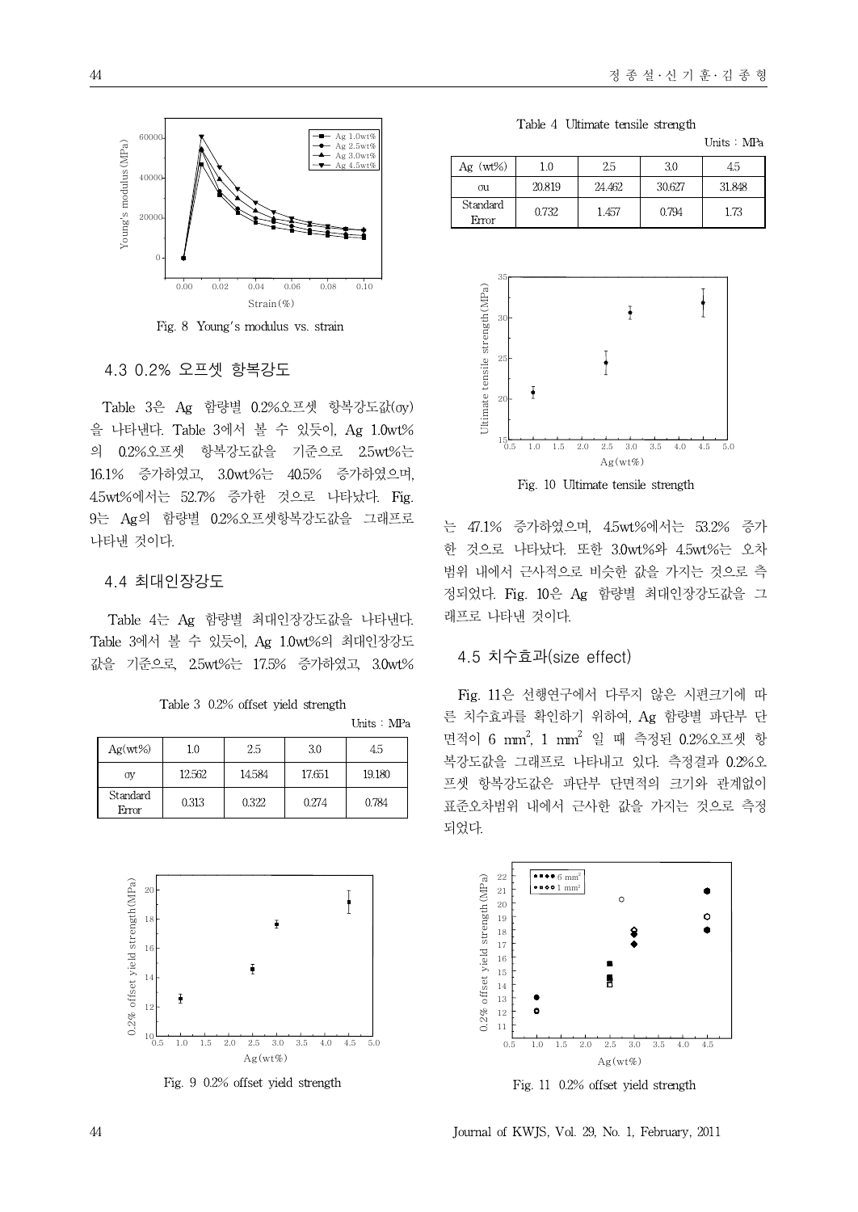Fig. 8 Young's modulus vs. strain

### 4.3 0.2% 오프셋 항복강도

Table 3은 Ag 함량별 0.2%오프셋 항복강도값(σy)을 나타낸다. Table 3에서 볼 수 있듯이, Ag 1.0wt%의 0.2%오프셋 항복강도값을 기준으로 2.5wt%는 16.1% 증가하였고, 3.0wt%는 40.5% 증가하였으며, 4.5wt%에서는 52.7% 증가한 것으로 나타났다. Fig. 9는 Ag의 함량별 0.2%오프셋항복강도값을 그래프로 나타낸 것이다.

### 4.4 최대인장강도

Table 4는 Ag 함량별 최대인장강도값을 나타낸다. Table 3에서 볼 수 있듯이, Ag 1.0wt%의 최대인장강도값을 기준으로, 2.5wt%는 17.5% 증가하였고, 3.0wt%는 47.1% 증가하였으며, 4.5wt%에서는 53.2% 증가한 것으로 나타났다. 또한 3.0wt%와 4.5wt%는 오차범위 내에서 근사적으로 비슷한 값을 가지는 것으로 측정되었다. Fig. 10은 Ag 함량별 최대인장강도값을 그래프로 나타낸 것이다.

Table 3 0.2% offset yield strength

Units : MPa

| Ag(wt%) | 1.0 | 2.5 | 3.0 | 4.5 |
|---|---|---|---|---|
| σy | 12.562 | 14.584 | 17.651 | 19.180 |
| Standard Error | 0.313 | 0.322 | 0.274 | 0.784 |

Fig. 9 0.2% offset yield strength

Table 4 Ultimate tensile strength

Units : MPa

| Ag (wt%) | 1.0 | 2.5 | 3.0 | 4.5 |
|---|---|---|---|---|
| σu | 20.819 | 24.462 | 30.627 | 31.848 |
| Standard Error | 0.732 | 1.457 | 0.794 | 1.73 |

Fig. 10 Ultimate tensile strength

### 4.5 치수효과(size effect)

Fig. 11은 선행연구에서 다루지 않은 시편크기에 따른 치수효과를 확인하기 위하여, Ag 함량별 파단부 단면적이 6 mm², 1 mm² 일 때 측정된 0.2%오프셋 항복강도값을 그래프로 나타내고 있다. 측정결과 0.2%오프셋 항복강도값은 파단부 단면적의 크기와 관계없이 표준오차범위 내에서 근사한 값을 가지는 것으로 측정되었다.

Fig. 11 0.2% offset yield strength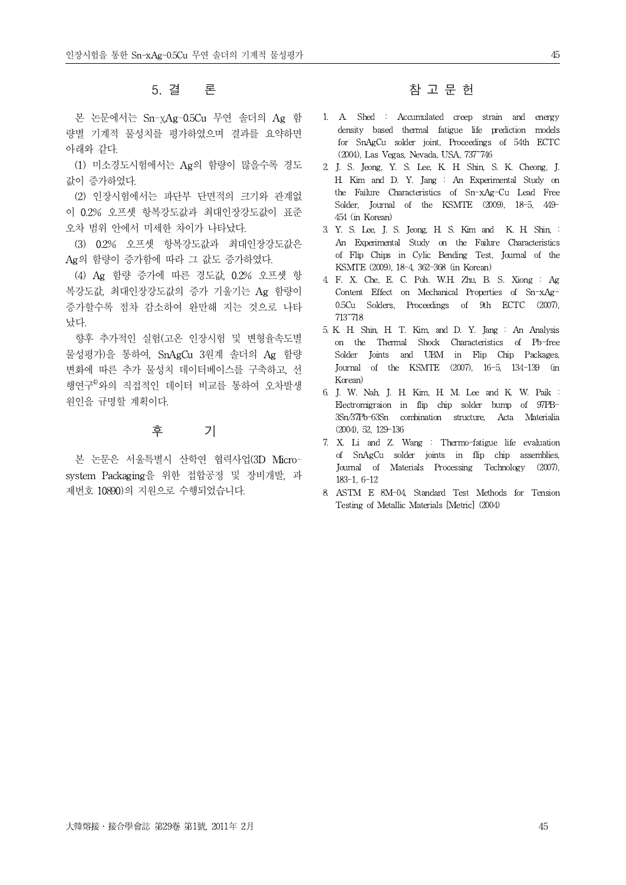## 5. 결　　론

본 논문에서는 Sn-χAg-0.5Cu 무연 솔더의 Ag 함량별 기계적 물성치를 평가하였으며 결과를 요약하면 아래와 같다.

(1) 미소경도시험에서는 Ag의 함량이 많을수록 경도값이 증가하였다.

(2) 인장시험에서는 파단부 단면적의 크기와 관계없이 0.2% 오프셋 항복강도값과 최대인장강도값이 표준오차 범위 안에서 미세한 차이가 나타났다.

(3) 0.2% 오프셋 항복강도값과 최대인장강도값은 Ag의 함량이 증가함에 따라 그 값도 증가하였다.

(4) Ag 함량 증가에 따른 경도값, 0.2% 오프셋 항복강도값, 최대인장강도값의 증가 기울기는 Ag 함량이 증가할수록 점차 감소하여 완만해 지는 것으로 나타났다.

향후 추가적인 실험(고온 인장시험 및 변형율속도별 물성평가)을 통하여, SnAgCu 3원계 솔더의 Ag 함량 변화에 따른 추가 물성치 데이터베이스를 구축하고, 선행연구[4]와의 직접적인 데이터 비교를 통하여 오차발생 원인을 규명할 계획이다.

## 후　　기

본 논문은 서울특별시 산학연 협력사업(3D Micro-system Packaging을 위한 접합공정 및 장비개발, 과제번호 10890)의 지원으로 수행되었습니다.

## 참 고 문 헌

1. A. Shed : Accumulated creep strain and energy density based thermal fatigue life prediction models for SnAgCu solder joint, Proceedings of 54th ECTC (2004), Las Vegas, Nevada, USA, 737~746
2. J. S. Jeong, Y. S. Lee, K. H. Shin, S. K. Cheong, J. H. Kim and D. Y. Jang : An Experimental Study on the Failure Characteristics of Sn-xAg-Cu Lead Free Solder, Journal of the KSMTE (2009), 18-5, 449-454 (in Korean)
3. Y. S. Lee, J. S. Jeong, H. S. Kim and K. H. Shin, : An Experimental Study on the Failure Characteristics of Flip Chips in Cylic Bending Test, Journal of the KSMTE (2009), 18-4, 362-368 (in Korean)
4. F. X. Che, E. C. Poh. W.H. Zhu, B. S. Xiong : Ag Content Effect on Mechanical Properties of Sn-xAg-0.5Cu Solders, Proceedings of 9th ECTC (2007), 713~718
5. K. H. Shin, H. T. Kim, and D. Y. Jang : An Analysis on the Thermal Shock Characteristics of Pb-free Solder Joints and UBM in Flip Chip Packages, Journal of the KSMTE (2007), 16-5, 134-139 (in Korean)
6. J. W. Nah, J. H. Kim, H. M. Lee and K. W. Paik : Electromigraion in flip chip solder bump of 97PB-3Sn/37Pb-63Sn combination structure, Acta Materialia (2004), 52, 129-136
7. X. Li and Z. Wang : Thermo-fatigue life evaluation of SnAgCu solder joints in flip chip assemblies, Journal of Materials Processing Technology (2007), 183-1, 6-12
8. ASTM E 8M-04, Standard Test Methods for Tension Testing of Metallic Materials [Metric] (2004)